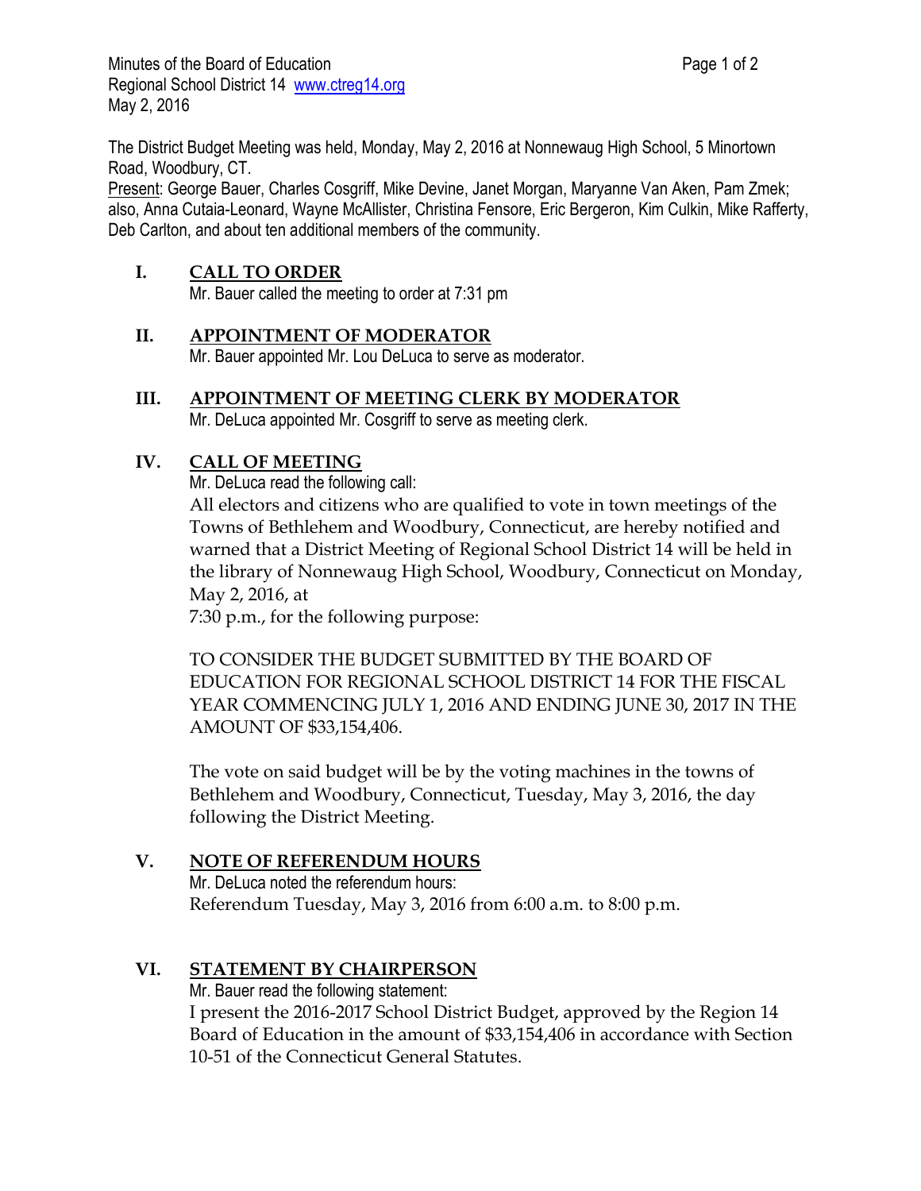Minutes of the Board of Education
Regional School District 14 www.ctreg14.org
May 2, 2016

The District Budget Meeting was held, Monday, May 2, 2016 at Nonnewaug High School, 5 Minortown Road, Woodbury, CT.

Present: George Bauer, Charles Cosgriff, Mike Devine, Janet Morgan, Maryanne Van Aken, Pam Zmek; also, Anna Cutaia-Leonard, Wayne McAllister, Christina Fensore, Eric Bergeron, Kim Culkin, Mike Rafferty, Deb Carlton, and about ten additional members of the community.

## I. CALL TO ORDER

Mr. Bauer called the meeting to order at 7:31 pm

## II. APPOINTMENT OF MODERATOR

Mr. Bauer appointed Mr. Lou DeLuca to serve as moderator.

## III. APPOINTMENT OF MEETING CLERK BY MODERATOR

Mr. DeLuca appointed Mr. Cosgriff to serve as meeting clerk.

## IV. CALL OF MEETING

Mr. DeLuca read the following call:

All electors and citizens who are qualified to vote in town meetings of the Towns of Bethlehem and Woodbury, Connecticut, are hereby notified and warned that a District Meeting of Regional School District 14 will be held in the library of Nonnewaug High School, Woodbury, Connecticut on Monday, May 2, 2016, at
7:30 p.m., for the following purpose:

TO CONSIDER THE BUDGET SUBMITTED BY THE BOARD OF EDUCATION FOR REGIONAL SCHOOL DISTRICT 14 FOR THE FISCAL YEAR COMMENCING JULY 1, 2016 AND ENDING JUNE 30, 2017 IN THE AMOUNT OF $33,154,406.

The vote on said budget will be by the voting machines in the towns of Bethlehem and Woodbury, Connecticut, Tuesday, May 3, 2016, the day following the District Meeting.

## V. NOTE OF REFERENDUM HOURS

Mr. DeLuca noted the referendum hours:
Referendum Tuesday, May 3, 2016 from 6:00 a.m. to 8:00 p.m.

## VI. STATEMENT BY CHAIRPERSON

Mr. Bauer read the following statement:
I present the 2016-2017 School District Budget, approved by the Region 14 Board of Education in the amount of $33,154,406 in accordance with Section 10-51 of the Connecticut General Statutes.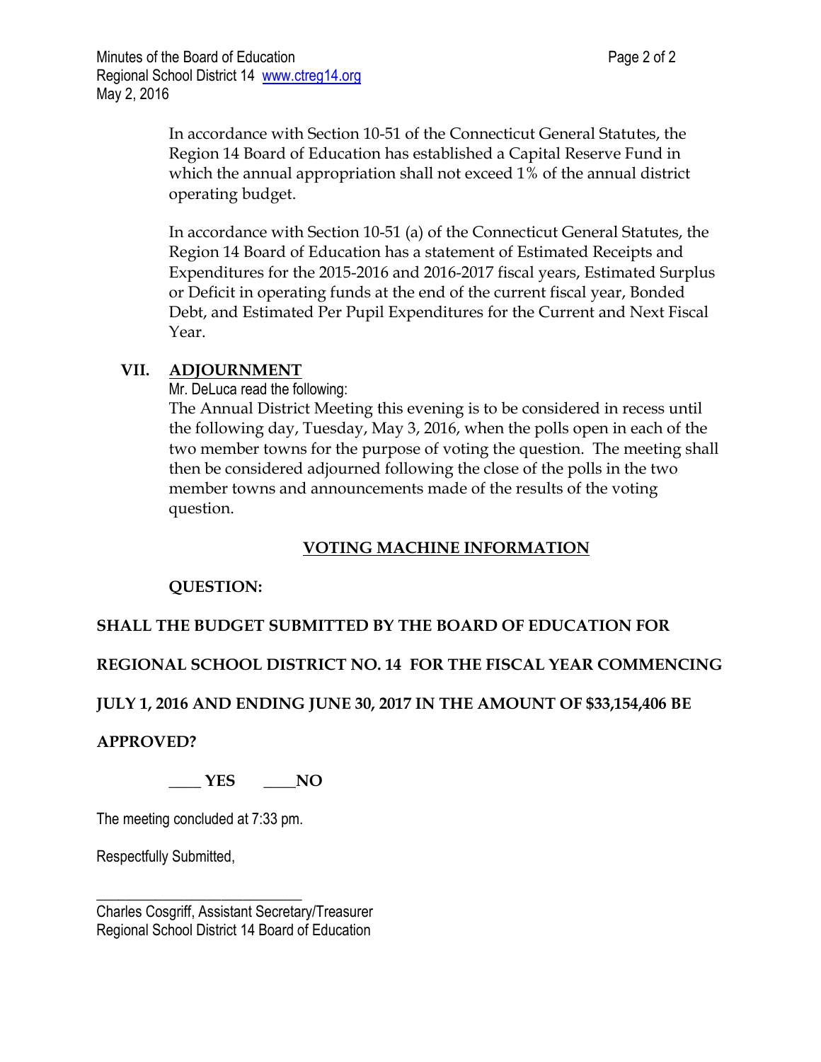In accordance with Section 10-51 of the Connecticut General Statutes, the Region 14 Board of Education has established a Capital Reserve Fund in which the annual appropriation shall not exceed 1% of the annual district operating budget.

In accordance with Section 10-51 (a) of the Connecticut General Statutes, the Region 14 Board of Education has a statement of Estimated Receipts and Expenditures for the 2015-2016 and 2016-2017 fiscal years, Estimated Surplus or Deficit in operating funds at the end of the current fiscal year, Bonded Debt, and Estimated Per Pupil Expenditures for the Current and Next Fiscal Year.

## VII. ADJOURNMENT

Mr. DeLuca read the following:

The Annual District Meeting this evening is to be considered in recess until the following day, Tuesday, May 3, 2016, when the polls open in each of the two member towns for the purpose of voting the question. The meeting shall then be considered adjourned following the close of the polls in the two member towns and announcements made of the results of the voting question.

## VOTING MACHINE INFORMATION

**QUESTION:**

**SHALL THE BUDGET SUBMITTED BY THE BOARD OF EDUCATION FOR REGIONAL SCHOOL DISTRICT NO. 14 FOR THE FISCAL YEAR COMMENCING JULY 1, 2016 AND ENDING JUNE 30, 2017 IN THE AMOUNT OF $33,154,406 BE APPROVED?**

**____ YES ____NO**

The meeting concluded at 7:33 pm.

Respectfully Submitted,

____________________________

Charles Cosgriff, Assistant Secretary/Treasurer
Regional School District 14 Board of Education